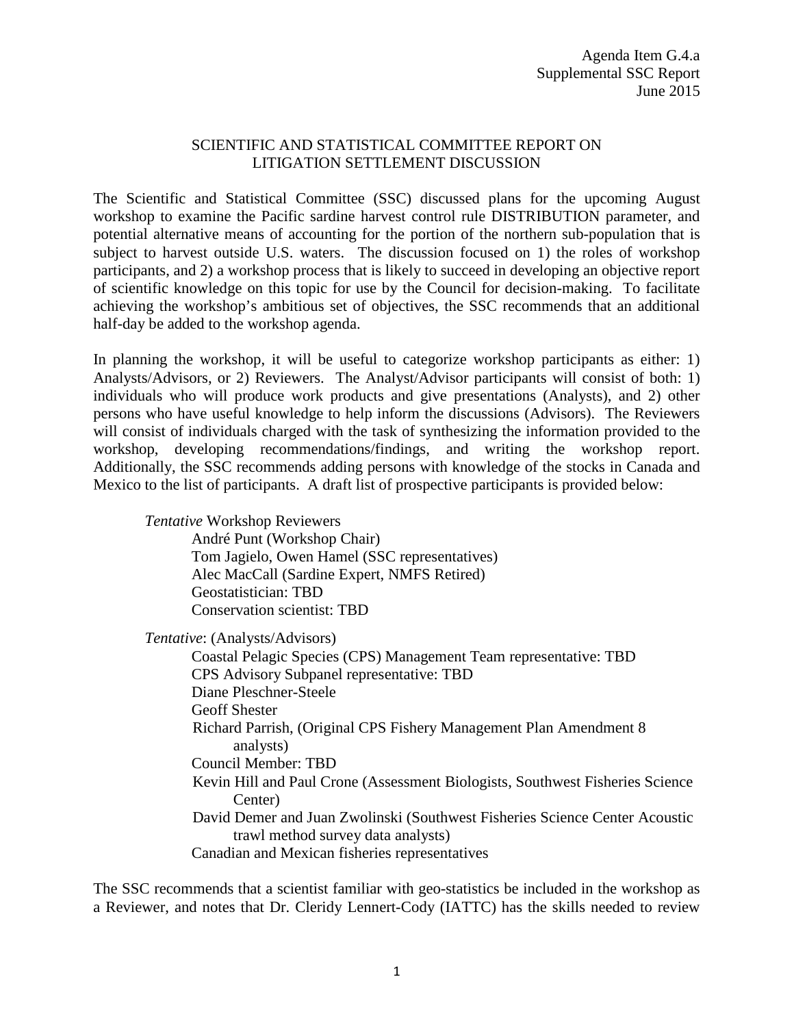Agenda Item G.4.a
Supplemental SSC Report
June 2015

# SCIENTIFIC AND STATISTICAL COMMITTEE REPORT ON LITIGATION SETTLEMENT DISCUSSION

The Scientific and Statistical Committee (SSC) discussed plans for the upcoming August workshop to examine the Pacific sardine harvest control rule DISTRIBUTION parameter, and potential alternative means of accounting for the portion of the northern sub-population that is subject to harvest outside U.S. waters. The discussion focused on 1) the roles of workshop participants, and 2) a workshop process that is likely to succeed in developing an objective report of scientific knowledge on this topic for use by the Council for decision-making. To facilitate achieving the workshop's ambitious set of objectives, the SSC recommends that an additional half-day be added to the workshop agenda.

In planning the workshop, it will be useful to categorize workshop participants as either: 1) Analysts/Advisors, or 2) Reviewers. The Analyst/Advisor participants will consist of both: 1) individuals who will produce work products and give presentations (Analysts), and 2) other persons who have useful knowledge to help inform the discussions (Advisors). The Reviewers will consist of individuals charged with the task of synthesizing the information provided to the workshop, developing recommendations/findings, and writing the workshop report. Additionally, the SSC recommends adding persons with knowledge of the stocks in Canada and Mexico to the list of participants. A draft list of prospective participants is provided below:

*Tentative* Workshop Reviewers
- André Punt (Workshop Chair)
- Tom Jagielo, Owen Hamel (SSC representatives)
- Alec MacCall (Sardine Expert, NMFS Retired)
- Geostatistician: TBD
- Conservation scientist: TBD

*Tentative*: (Analysts/Advisors)
- Coastal Pelagic Species (CPS) Management Team representative: TBD
- CPS Advisory Subpanel representative: TBD
- Diane Pleschner-Steele
- Geoff Shester
- Richard Parrish, (Original CPS Fishery Management Plan Amendment 8 analysts)
- Council Member: TBD
- Kevin Hill and Paul Crone (Assessment Biologists, Southwest Fisheries Science Center)
- David Demer and Juan Zwolinski (Southwest Fisheries Science Center Acoustic trawl method survey data analysts)
- Canadian and Mexican fisheries representatives

The SSC recommends that a scientist familiar with geo-statistics be included in the workshop as a Reviewer, and notes that Dr. Cleridy Lennert-Cody (IATTC) has the skills needed to review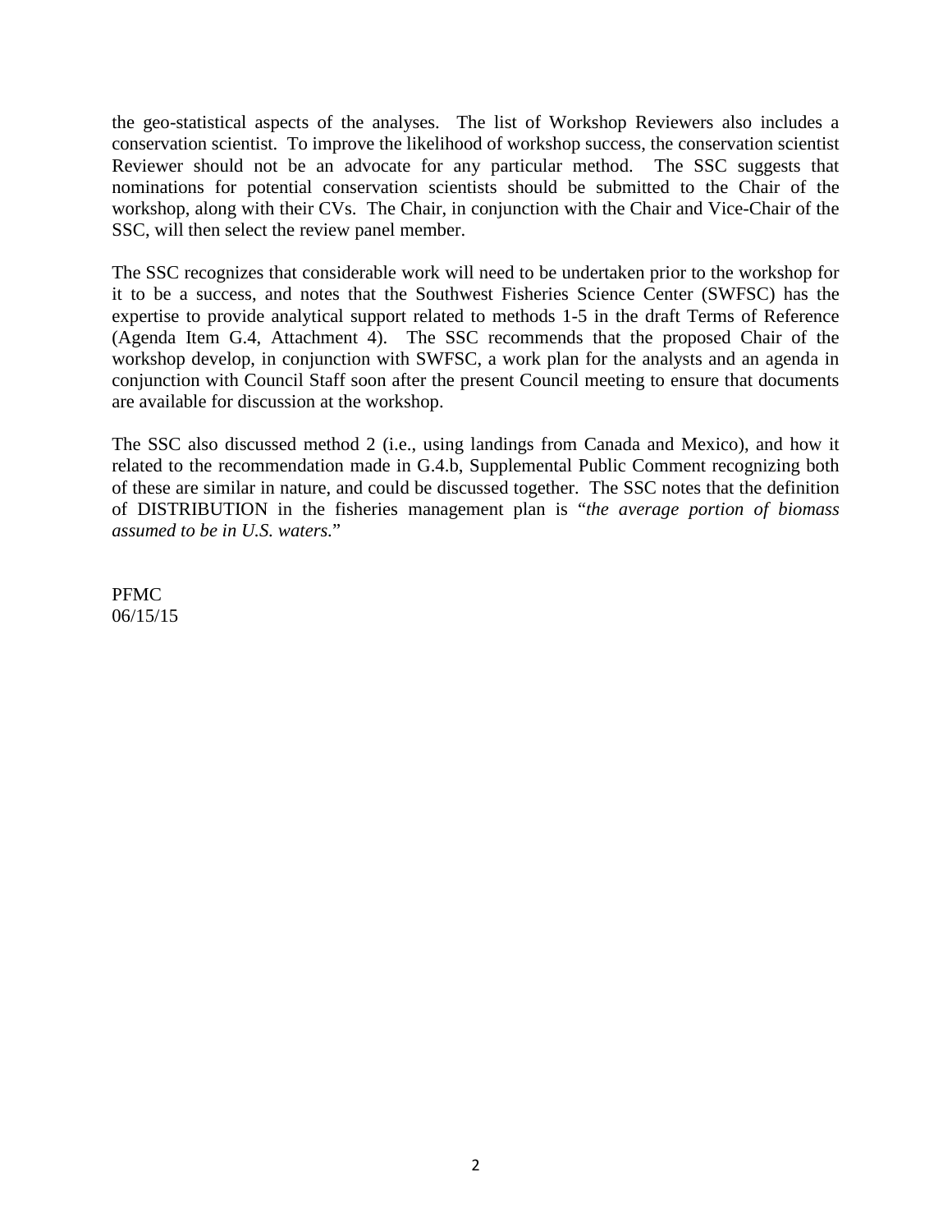the geo-statistical aspects of the analyses. The list of Workshop Reviewers also includes a conservation scientist. To improve the likelihood of workshop success, the conservation scientist Reviewer should not be an advocate for any particular method. The SSC suggests that nominations for potential conservation scientists should be submitted to the Chair of the workshop, along with their CVs. The Chair, in conjunction with the Chair and Vice-Chair of the SSC, will then select the review panel member.

The SSC recognizes that considerable work will need to be undertaken prior to the workshop for it to be a success, and notes that the Southwest Fisheries Science Center (SWFSC) has the expertise to provide analytical support related to methods 1-5 in the draft Terms of Reference (Agenda Item G.4, Attachment 4). The SSC recommends that the proposed Chair of the workshop develop, in conjunction with SWFSC, a work plan for the analysts and an agenda in conjunction with Council Staff soon after the present Council meeting to ensure that documents are available for discussion at the workshop.

The SSC also discussed method 2 (i.e., using landings from Canada and Mexico), and how it related to the recommendation made in G.4.b, Supplemental Public Comment recognizing both of these are similar in nature, and could be discussed together. The SSC notes that the definition of DISTRIBUTION in the fisheries management plan is "*the average portion of biomass assumed to be in U.S. waters.*"

PFMC
06/15/15